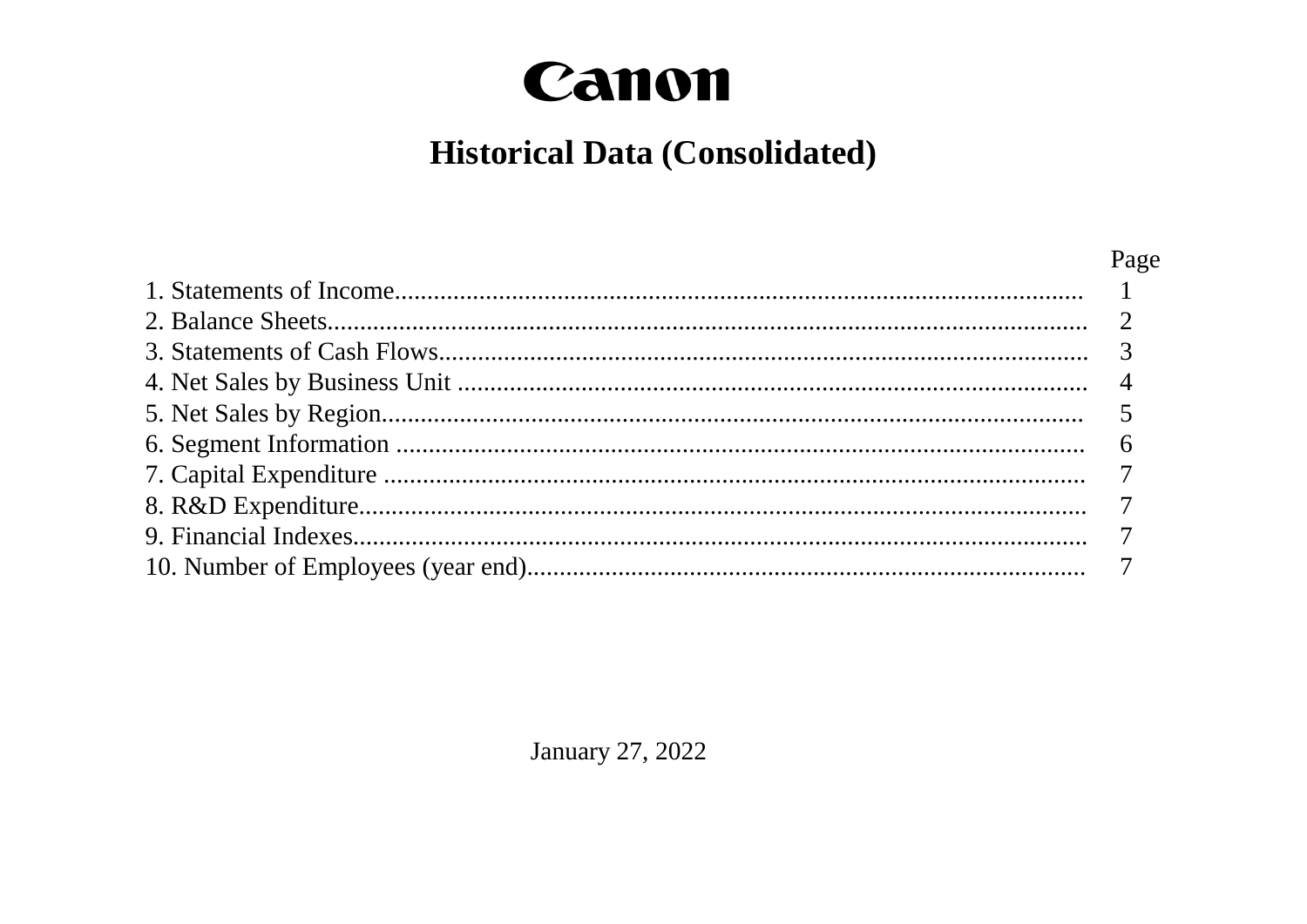# Canon

## Historical Data (Consolidated)

| | Page |
|---|---|
| 1. Statements of Income | 1 |
| 2. Balance Sheets | 2 |
| 3. Statements of Cash Flows | 3 |
| 4. Net Sales by Business Unit | 4 |
| 5. Net Sales by Region | 5 |
| 6. Segment Information | 6 |
| 7. Capital Expenditure | 7 |
| 8. R&D Expenditure | 7 |
| 9. Financial Indexes | 7 |
| 10. Number of Employees (year end) | 7 |

January 27, 2022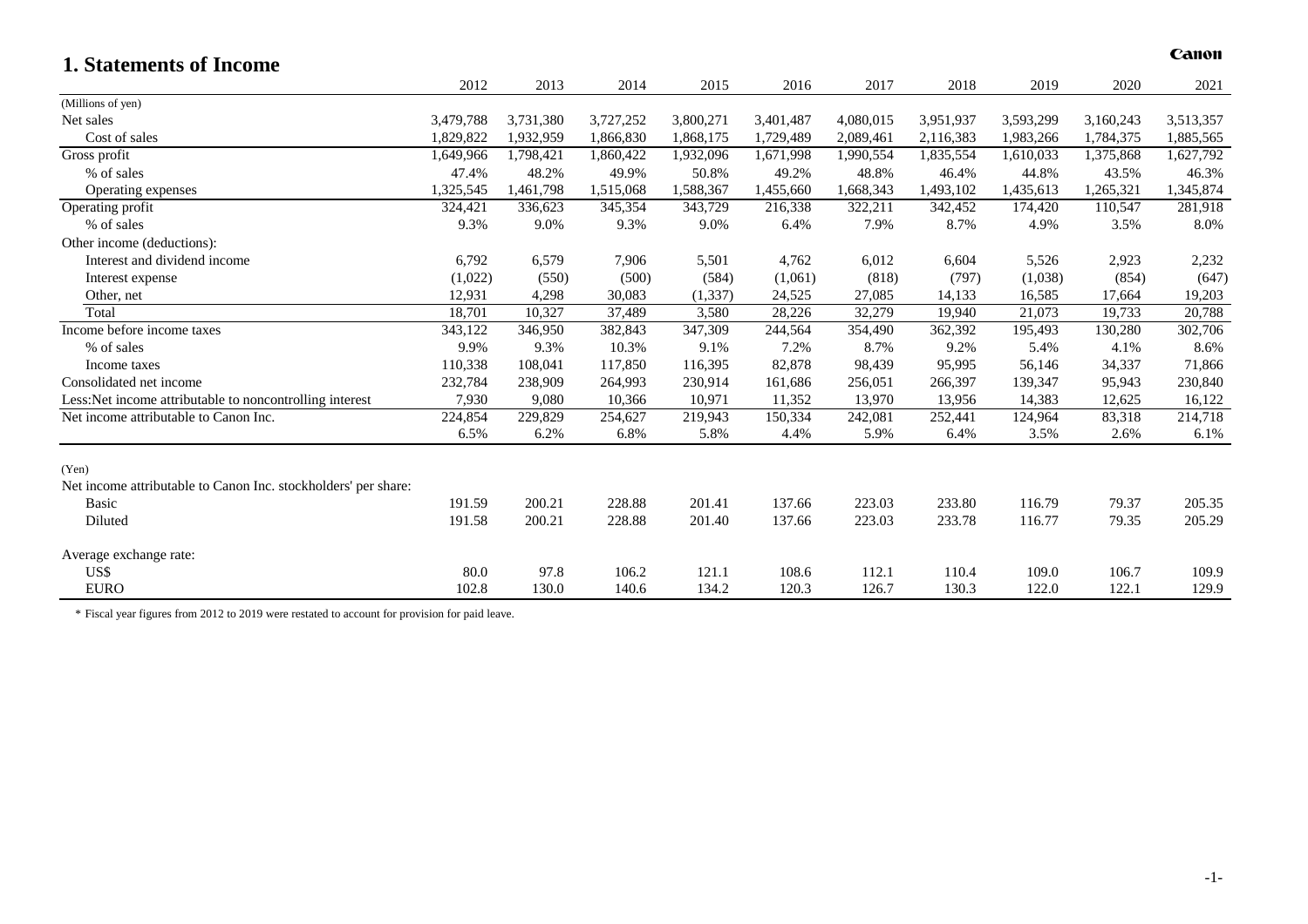# 1. Statements of Income

Canon

| | 2012 | 2013 | 2014 | 2015 | 2016 | 2017 | 2018 | 2019 | 2020 | 2021 |
|---|---|---|---|---|---|---|---|---|---|---|
| (Millions of yen) | | | | | | | | | | |
| Net sales | 3,479,788 | 3,731,380 | 3,727,252 | 3,800,271 | 3,401,487 | 4,080,015 | 3,951,937 | 3,593,299 | 3,160,243 | 3,513,357 |
| Cost of sales | 1,829,822 | 1,932,959 | 1,866,830 | 1,868,175 | 1,729,489 | 2,089,461 | 2,116,383 | 1,983,266 | 1,784,375 | 1,885,565 |
| Gross profit | 1,649,966 | 1,798,421 | 1,860,422 | 1,932,096 | 1,671,998 | 1,990,554 | 1,835,554 | 1,610,033 | 1,375,868 | 1,627,792 |
| % of sales | 47.4% | 48.2% | 49.9% | 50.8% | 49.2% | 48.8% | 46.4% | 44.8% | 43.5% | 46.3% |
| Operating expenses | 1,325,545 | 1,461,798 | 1,515,068 | 1,588,367 | 1,455,660 | 1,668,343 | 1,493,102 | 1,435,613 | 1,265,321 | 1,345,874 |
| Operating profit | 324,421 | 336,623 | 345,354 | 343,729 | 216,338 | 322,211 | 342,452 | 174,420 | 110,547 | 281,918 |
| % of sales | 9.3% | 9.0% | 9.3% | 9.0% | 6.4% | 7.9% | 8.7% | 4.9% | 3.5% | 8.0% |
| Other income (deductions): | | | | | | | | | | |
| Interest and dividend income | 6,792 | 6,579 | 7,906 | 5,501 | 4,762 | 6,012 | 6,604 | 5,526 | 2,923 | 2,232 |
| Interest expense | (1,022) | (550) | (500) | (584) | (1,061) | (818) | (797) | (1,038) | (854) | (647) |
| Other, net | 12,931 | 4,298 | 30,083 | (1,337) | 24,525 | 27,085 | 14,133 | 16,585 | 17,664 | 19,203 |
| Total | 18,701 | 10,327 | 37,489 | 3,580 | 28,226 | 32,279 | 19,940 | 21,073 | 19,733 | 20,788 |
| Income before income taxes | 343,122 | 346,950 | 382,843 | 347,309 | 244,564 | 354,490 | 362,392 | 195,493 | 130,280 | 302,706 |
| % of sales | 9.9% | 9.3% | 10.3% | 9.1% | 7.2% | 8.7% | 9.2% | 5.4% | 4.1% | 8.6% |
| Income taxes | 110,338 | 108,041 | 117,850 | 116,395 | 82,878 | 98,439 | 95,995 | 56,146 | 34,337 | 71,866 |
| Consolidated net income | 232,784 | 238,909 | 264,993 | 230,914 | 161,686 | 256,051 | 266,397 | 139,347 | 95,943 | 230,840 |
| Less:Net income attributable to noncontrolling interest | 7,930 | 9,080 | 10,366 | 10,971 | 11,352 | 13,970 | 13,956 | 14,383 | 12,625 | 16,122 |
| Net income attributable to Canon Inc. | 224,854 | 229,829 | 254,627 | 219,943 | 150,334 | 242,081 | 252,441 | 124,964 | 83,318 | 214,718 |
| | 6.5% | 6.2% | 6.8% | 5.8% | 4.4% | 5.9% | 6.4% | 3.5% | 2.6% | 6.1% |
| (Yen) | | | | | | | | | | |
| Net income attributable to Canon Inc. stockholders' per share: | | | | | | | | | | |
| Basic | 191.59 | 200.21 | 228.88 | 201.41 | 137.66 | 223.03 | 233.80 | 116.79 | 79.37 | 205.35 |
| Diluted | 191.58 | 200.21 | 228.88 | 201.40 | 137.66 | 223.03 | 233.78 | 116.77 | 79.35 | 205.29 |
| Average exchange rate: | | | | | | | | | | |
| US$ | 80.0 | 97.8 | 106.2 | 121.1 | 108.6 | 112.1 | 110.4 | 109.0 | 106.7 | 109.9 |
| EURO | 102.8 | 130.0 | 140.6 | 134.2 | 120.3 | 126.7 | 130.3 | 122.0 | 122.1 | 129.9 |

* Fiscal year figures from 2012 to 2019 were restated to account for provision for paid leave.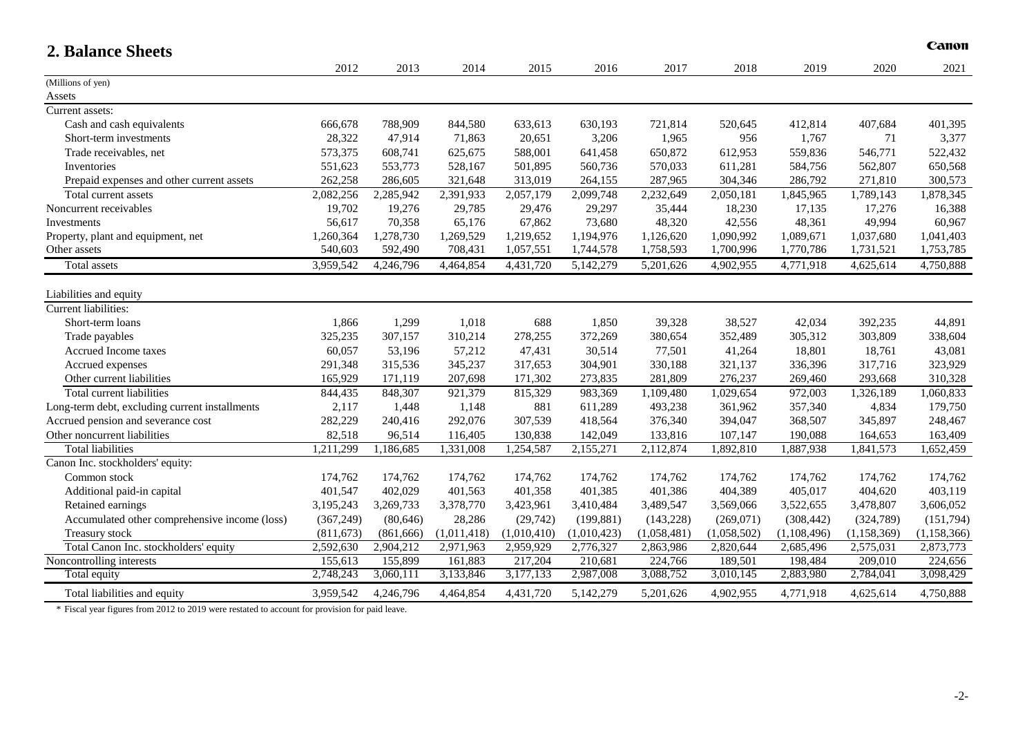## 2. Balance Sheets

Canon

| | 2012 | 2013 | 2014 | 2015 | 2016 | 2017 | 2018 | 2019 | 2020 | 2021 |
|---|---|---|---|---|---|---|---|---|---|---|
| (Millions of yen) | | | | | | | | | | |
| Assets | | | | | | | | | | |
| Current assets: | | | | | | | | | | |
| Cash and cash equivalents | 666,678 | 788,909 | 844,580 | 633,613 | 630,193 | 721,814 | 520,645 | 412,814 | 407,684 | 401,395 |
| Short-term investments | 28,322 | 47,914 | 71,863 | 20,651 | 3,206 | 1,965 | 956 | 1,767 | 71 | 3,377 |
| Trade receivables, net | 573,375 | 608,741 | 625,675 | 588,001 | 641,458 | 650,872 | 612,953 | 559,836 | 546,771 | 522,432 |
| Inventories | 551,623 | 553,773 | 528,167 | 501,895 | 560,736 | 570,033 | 611,281 | 584,756 | 562,807 | 650,568 |
| Prepaid expenses and other current assets | 262,258 | 286,605 | 321,648 | 313,019 | 264,155 | 287,965 | 304,346 | 286,792 | 271,810 | 300,573 |
| Total current assets | 2,082,256 | 2,285,942 | 2,391,933 | 2,057,179 | 2,099,748 | 2,232,649 | 2,050,181 | 1,845,965 | 1,789,143 | 1,878,345 |
| Noncurrent receivables | 19,702 | 19,276 | 29,785 | 29,476 | 29,297 | 35,444 | 18,230 | 17,135 | 17,276 | 16,388 |
| Investments | 56,617 | 70,358 | 65,176 | 67,862 | 73,680 | 48,320 | 42,556 | 48,361 | 49,994 | 60,967 |
| Property, plant and equipment, net | 1,260,364 | 1,278,730 | 1,269,529 | 1,219,652 | 1,194,976 | 1,126,620 | 1,090,992 | 1,089,671 | 1,037,680 | 1,041,403 |
| Other assets | 540,603 | 592,490 | 708,431 | 1,057,551 | 1,744,578 | 1,758,593 | 1,700,996 | 1,770,786 | 1,731,521 | 1,753,785 |
| Total assets | 3,959,542 | 4,246,796 | 4,464,854 | 4,431,720 | 5,142,279 | 5,201,626 | 4,902,955 | 4,771,918 | 4,625,614 | 4,750,888 |
| Liabilities and equity | | | | | | | | | | |
| Current liabilities: | | | | | | | | | | |
| Short-term loans | 1,866 | 1,299 | 1,018 | 688 | 1,850 | 39,328 | 38,527 | 42,034 | 392,235 | 44,891 |
| Trade payables | 325,235 | 307,157 | 310,214 | 278,255 | 372,269 | 380,654 | 352,489 | 305,312 | 303,809 | 338,604 |
| Accrued Income taxes | 60,057 | 53,196 | 57,212 | 47,431 | 30,514 | 77,501 | 41,264 | 18,801 | 18,761 | 43,081 |
| Accrued expenses | 291,348 | 315,536 | 345,237 | 317,653 | 304,901 | 330,188 | 321,137 | 336,396 | 317,716 | 323,929 |
| Other current liabilities | 165,929 | 171,119 | 207,698 | 171,302 | 273,835 | 281,809 | 276,237 | 269,460 | 293,668 | 310,328 |
| Total current liabilities | 844,435 | 848,307 | 921,379 | 815,329 | 983,369 | 1,109,480 | 1,029,654 | 972,003 | 1,326,189 | 1,060,833 |
| Long-term debt, excluding current installments | 2,117 | 1,448 | 1,148 | 881 | 611,289 | 493,238 | 361,962 | 357,340 | 4,834 | 179,750 |
| Accrued pension and severance cost | 282,229 | 240,416 | 292,076 | 307,539 | 418,564 | 376,340 | 394,047 | 368,507 | 345,897 | 248,467 |
| Other noncurrent liabilities | 82,518 | 96,514 | 116,405 | 130,838 | 142,049 | 133,816 | 107,147 | 190,088 | 164,653 | 163,409 |
| Total liabilities | 1,211,299 | 1,186,685 | 1,331,008 | 1,254,587 | 2,155,271 | 2,112,874 | 1,892,810 | 1,887,938 | 1,841,573 | 1,652,459 |
| Canon Inc. stockholders' equity: | | | | | | | | | | |
| Common stock | 174,762 | 174,762 | 174,762 | 174,762 | 174,762 | 174,762 | 174,762 | 174,762 | 174,762 | 174,762 |
| Additional paid-in capital | 401,547 | 402,029 | 401,563 | 401,358 | 401,385 | 401,386 | 404,389 | 405,017 | 404,620 | 403,119 |
| Retained earnings | 3,195,243 | 3,269,733 | 3,378,770 | 3,423,961 | 3,410,484 | 3,489,547 | 3,569,066 | 3,522,655 | 3,478,807 | 3,606,052 |
| Accumulated other comprehensive income (loss) | (367,249) | (80,646) | 28,286 | (29,742) | (199,881) | (143,228) | (269,071) | (308,442) | (324,789) | (151,794) |
| Treasury stock | (811,673) | (861,666) | (1,011,418) | (1,010,410) | (1,010,423) | (1,058,481) | (1,058,502) | (1,108,496) | (1,158,369) | (1,158,366) |
| Total Canon Inc. stockholders' equity | 2,592,630 | 2,904,212 | 2,971,963 | 2,959,929 | 2,776,327 | 2,863,986 | 2,820,644 | 2,685,496 | 2,575,031 | 2,873,773 |
| Noncontrolling interests | 155,613 | 155,899 | 161,883 | 217,204 | 210,681 | 224,766 | 189,501 | 198,484 | 209,010 | 224,656 |
| Total equity | 2,748,243 | 3,060,111 | 3,133,846 | 3,177,133 | 2,987,008 | 3,088,752 | 3,010,145 | 2,883,980 | 2,784,041 | 3,098,429 |
| Total liabilities and equity | 3,959,542 | 4,246,796 | 4,464,854 | 4,431,720 | 5,142,279 | 5,201,626 | 4,902,955 | 4,771,918 | 4,625,614 | 4,750,888 |

* Fiscal year figures from 2012 to 2019 were restated to account for provision for paid leave.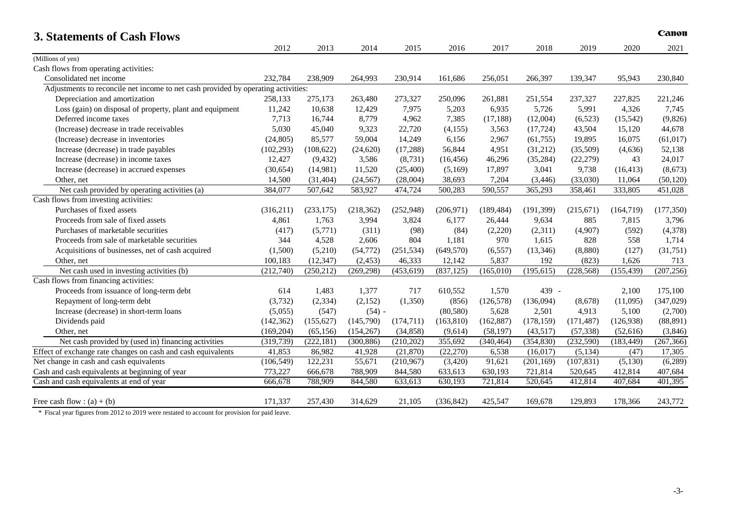## 3. Statements of Cash Flows

Canon

| | 2012 | 2013 | 2014 | 2015 | 2016 | 2017 | 2018 | 2019 | 2020 | 2021 |
|---|---|---|---|---|---|---|---|---|---|---|
| (Millions of yen) | | | | | | | | | | |
| Cash flows from operating activities: | | | | | | | | | | |
| Consolidated net income | 232,784 | 238,909 | 264,993 | 230,914 | 161,686 | 256,051 | 266,397 | 139,347 | 95,943 | 230,840 |
| Adjustments to reconcile net income to net cash provided by operating activities: | | | | | | | | | | |
| Depreciation and amortization | 258,133 | 275,173 | 263,480 | 273,327 | 250,096 | 261,881 | 251,554 | 237,327 | 227,825 | 221,246 |
| Loss (gain) on disposal of property, plant and equipment | 11,242 | 10,638 | 12,429 | 7,975 | 5,203 | 6,935 | 5,726 | 5,991 | 4,326 | 7,745 |
| Deferred income taxes | 7,713 | 16,744 | 8,779 | 4,962 | 7,385 | (17,188) | (12,004) | (6,523) | (15,542) | (9,826) |
| (Increase) decrease in trade receivables | 5,030 | 45,040 | 9,323 | 22,720 | (4,155) | 3,563 | (17,724) | 43,504 | 15,120 | 44,678 |
| (Increase) decrease in inventories | (24,805) | 85,577 | 59,004 | 14,249 | 6,156 | 2,967 | (61,755) | 19,895 | 16,075 | (61,017) |
| Increase (decrease) in trade payables | (102,293) | (108,622) | (24,620) | (17,288) | 56,844 | 4,951 | (31,212) | (35,509) | (4,636) | 52,138 |
| Increase (decrease) in income taxes | 12,427 | (9,432) | 3,586 | (8,731) | (16,456) | 46,296 | (35,284) | (22,279) | 43 | 24,017 |
| Increase (decrease) in accrued expenses | (30,654) | (14,981) | 11,520 | (25,400) | (5,169) | 17,897 | 3,041 | 9,738 | (16,413) | (8,673) |
| Other, net | 14,500 | (31,404) | (24,567) | (28,004) | 38,693 | 7,204 | (3,446) | (33,030) | 11,064 | (50,120) |
| Net cash provided by operating activities (a) | 384,077 | 507,642 | 583,927 | 474,724 | 500,283 | 590,557 | 365,293 | 358,461 | 333,805 | 451,028 |
| Cash flows from investing activities: | | | | | | | | | | |
| Purchases of fixed assets | (316,211) | (233,175) | (218,362) | (252,948) | (206,971) | (189,484) | (191,399) | (215,671) | (164,719) | (177,350) |
| Proceeds from sale of fixed assets | 4,861 | 1,763 | 3,994 | 3,824 | 6,177 | 26,444 | 9,634 | 885 | 7,815 | 3,796 |
| Purchases of marketable securities | (417) | (5,771) | (311) | (98) | (84) | (2,220) | (2,311) | (4,907) | (592) | (4,378) |
| Proceeds from sale of marketable securities | 344 | 4,528 | 2,606 | 804 | 1,181 | 970 | 1,615 | 828 | 558 | 1,714 |
| Acquisitions of businesses, net of cash acquired | (1,500) | (5,210) | (54,772) | (251,534) | (649,570) | (6,557) | (13,346) | (8,880) | (127) | (31,751) |
| Other, net | 100,183 | (12,347) | (2,453) | 46,333 | 12,142 | 5,837 | 192 | (823) | 1,626 | 713 |
| Net cash used in investing activities (b) | (212,740) | (250,212) | (269,298) | (453,619) | (837,125) | (165,010) | (195,615) | (228,568) | (155,439) | (207,256) |
| Cash flows from financing activities: | | | | | | | | | | |
| Proceeds from issuance of long-term debt | 614 | 1,483 | 1,377 | 717 | 610,552 | 1,570 | 439 | - | 2,100 | 175,100 |
| Repayment of long-term debt | (3,732) | (2,334) | (2,152) | (1,350) | (856) | (126,578) | (136,094) | (8,678) | (11,095) | (347,029) |
| Increase (decrease) in short-term loans | (5,055) | (547) | (54) | - | (80,580) | 5,628 | 2,501 | 4,913 | 5,100 | (2,700) |
| Dividends paid | (142,362) | (155,627) | (145,790) | (174,711) | (163,810) | (162,887) | (178,159) | (171,487) | (126,938) | (88,891) |
| Other, net | (169,204) | (65,156) | (154,267) | (34,858) | (9,614) | (58,197) | (43,517) | (57,338) | (52,616) | (3,846) |
| Net cash provided by (used in) financing activities | (319,739) | (222,181) | (300,886) | (210,202) | 355,692 | (340,464) | (354,830) | (232,590) | (183,449) | (267,366) |
| Effect of exchange rate changes on cash and cash equivalents | 41,853 | 86,982 | 41,928 | (21,870) | (22,270) | 6,538 | (16,017) | (5,134) | (47) | 17,305 |
| Net change in cash and cash equivalents | (106,549) | 122,231 | 55,671 | (210,967) | (3,420) | 91,621 | (201,169) | (107,831) | (5,130) | (6,289) |
| Cash and cash equivalents at beginning of year | 773,227 | 666,678 | 788,909 | 844,580 | 633,613 | 630,193 | 721,814 | 520,645 | 412,814 | 407,684 |
| Cash and cash equivalents at end of year | 666,678 | 788,909 | 844,580 | 633,613 | 630,193 | 721,814 | 520,645 | 412,814 | 407,684 | 401,395 |
| | | | | | | | | | | |
| Free cash flow : (a) + (b) | 171,337 | 257,430 | 314,629 | 21,105 | (336,842) | 425,547 | 169,678 | 129,893 | 178,366 | 243,772 |

* Fiscal year figures from 2012 to 2019 were restated to account for provision for paid leave.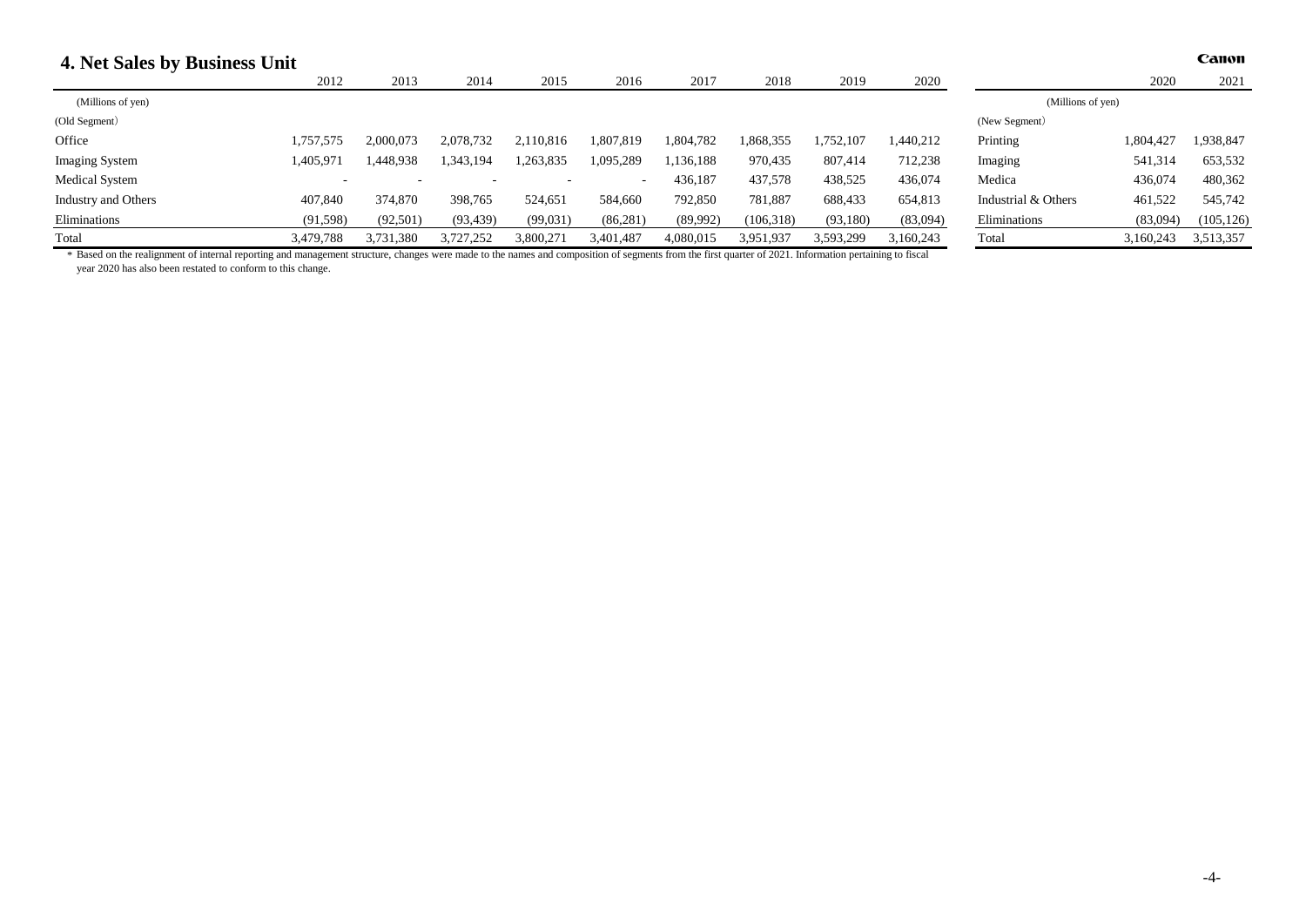## 4. Net Sales by Business Unit

Canon

| (Millions of yen) | 2012 | 2013 | 2014 | 2015 | 2016 | 2017 | 2018 | 2019 | 2020 |
|---|---|---|---|---|---|---|---|---|---|
| (Old Segment) | | | | | | | | | |
| Office | 1,757,575 | 2,000,073 | 2,078,732 | 2,110,816 | 1,807,819 | 1,804,782 | 1,868,355 | 1,752,107 | 1,440,212 |
| Imaging System | 1,405,971 | 1,448,938 | 1,343,194 | 1,263,835 | 1,095,289 | 1,136,188 | 970,435 | 807,414 | 712,238 |
| Medical System | - | - | - | - | - | 436,187 | 437,578 | 438,525 | 436,074 |
| Industry and Others | 407,840 | 374,870 | 398,765 | 524,651 | 584,660 | 792,850 | 781,887 | 688,433 | 654,813 |
| Eliminations | (91,598) | (92,501) | (93,439) | (99,031) | (86,281) | (89,992) | (106,318) | (93,180) | (83,094) |
| Total | 3,479,788 | 3,731,380 | 3,727,252 | 3,800,271 | 3,401,487 | 4,080,015 | 3,951,937 | 3,593,299 | 3,160,243 |

| (Millions of yen) | 2020 | 2021 |
|---|---|---|
| (New Segment) | | |
| Printing | 1,804,427 | 1,938,847 |
| Imaging | 541,314 | 653,532 |
| Medica | 436,074 | 480,362 |
| Industrial & Others | 461,522 | 545,742 |
| Eliminations | (83,094) | (105,126) |
| Total | 3,160,243 | 3,513,357 |

* Based on the realignment of internal reporting and management structure, changes were made to the names and composition of segments from the first quarter of 2021. Information pertaining to fiscal year 2020 has also been restated to conform to this change.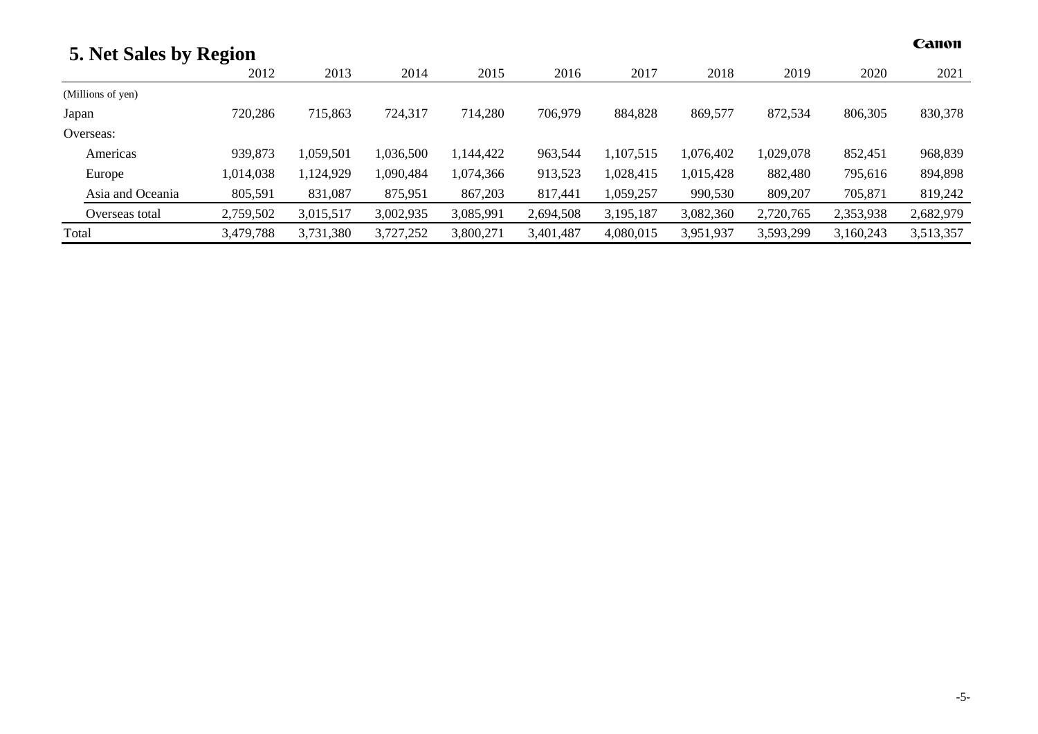## 5. Net Sales by Region

| | 2012 | 2013 | 2014 | 2015 | 2016 | 2017 | 2018 | 2019 | 2020 | 2021 |
|---|---|---|---|---|---|---|---|---|---|---|
| (Millions of yen) | | | | | | | | | | |
| Japan | 720,286 | 715,863 | 724,317 | 714,280 | 706,979 | 884,828 | 869,577 | 872,534 | 806,305 | 830,378 |
| Overseas: | | | | | | | | | | |
| Americas | 939,873 | 1,059,501 | 1,036,500 | 1,144,422 | 963,544 | 1,107,515 | 1,076,402 | 1,029,078 | 852,451 | 968,839 |
| Europe | 1,014,038 | 1,124,929 | 1,090,484 | 1,074,366 | 913,523 | 1,028,415 | 1,015,428 | 882,480 | 795,616 | 894,898 |
| Asia and Oceania | 805,591 | 831,087 | 875,951 | 867,203 | 817,441 | 1,059,257 | 990,530 | 809,207 | 705,871 | 819,242 |
| Overseas total | 2,759,502 | 3,015,517 | 3,002,935 | 3,085,991 | 2,694,508 | 3,195,187 | 3,082,360 | 2,720,765 | 2,353,938 | 2,682,979 |
| Total | 3,479,788 | 3,731,380 | 3,727,252 | 3,800,271 | 3,401,487 | 4,080,015 | 3,951,937 | 3,593,299 | 3,160,243 | 3,513,357 |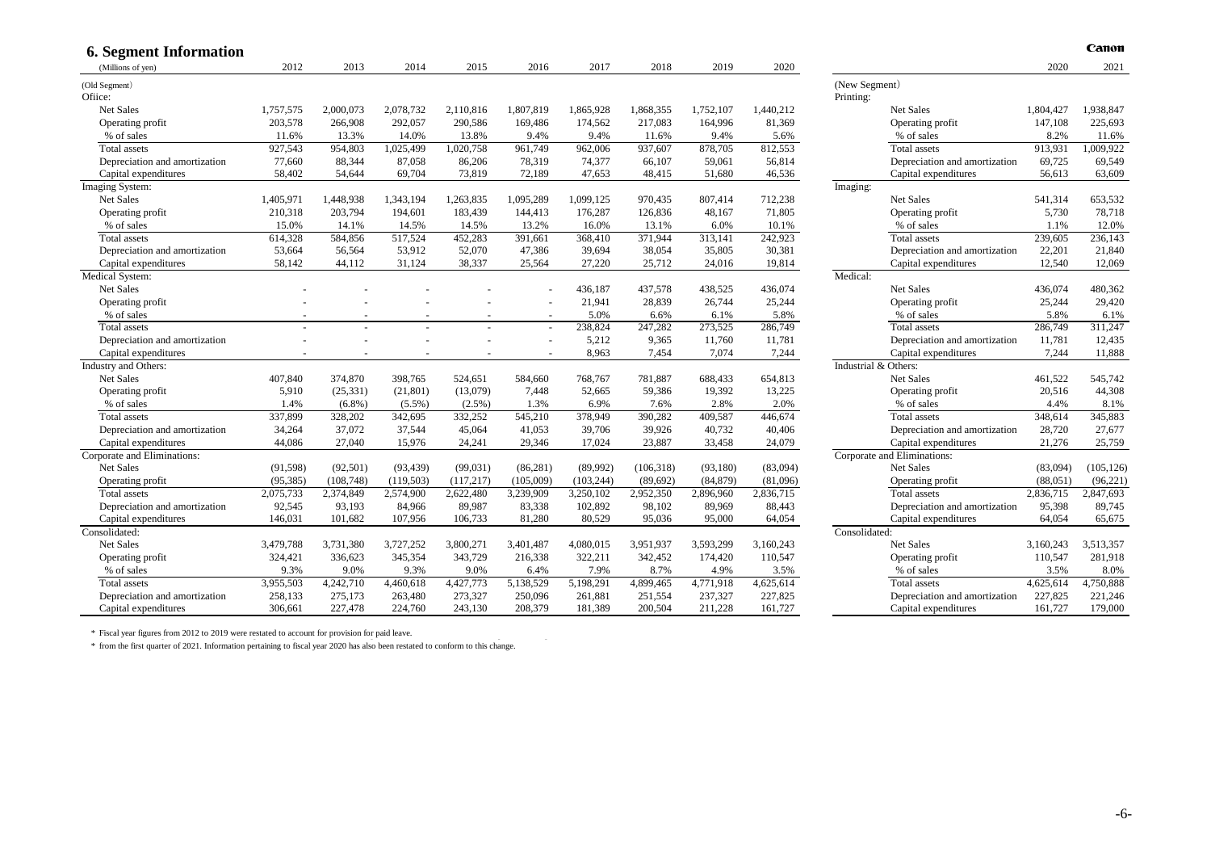## 6. Segment Information

| (Millions of yen) | 2012 | 2013 | 2014 | 2015 | 2016 | 2017 | 2018 | 2019 | 2020 |
|---|---|---|---|---|---|---|---|---|---|
| (Old Segment) | | | | | | | | | |
| Ofiice: | | | | | | | | | |
| Net Sales | 1,757,575 | 2,000,073 | 2,078,732 | 2,110,816 | 1,807,819 | 1,865,928 | 1,868,355 | 1,752,107 | 1,440,212 |
| Operating profit | 203,578 | 266,908 | 292,057 | 290,586 | 169,486 | 174,562 | 217,083 | 164,996 | 81,369 |
| % of sales | 11.6% | 13.3% | 14.0% | 13.8% | 9.4% | 9.4% | 11.6% | 9.4% | 5.6% |
| Total assets | 927,543 | 954,803 | 1,025,499 | 1,020,758 | 961,749 | 962,006 | 937,607 | 878,705 | 812,553 |
| Depreciation and amortization | 77,660 | 88,344 | 87,058 | 86,206 | 78,319 | 74,377 | 66,107 | 59,061 | 56,814 |
| Capital expenditures | 58,402 | 54,644 | 69,704 | 73,819 | 72,189 | 47,653 | 48,415 | 51,680 | 46,536 |
| Imaging System: | | | | | | | | | |
| Net Sales | 1,405,971 | 1,448,938 | 1,343,194 | 1,263,835 | 1,095,289 | 1,099,125 | 970,435 | 807,414 | 712,238 |
| Operating profit | 210,318 | 203,794 | 194,601 | 183,439 | 144,413 | 176,287 | 126,836 | 48,167 | 71,805 |
| % of sales | 15.0% | 14.1% | 14.5% | 14.5% | 13.2% | 16.0% | 13.1% | 6.0% | 10.1% |
| Total assets | 614,328 | 584,856 | 517,524 | 452,283 | 391,661 | 368,410 | 371,944 | 313,141 | 242,923 |
| Depreciation and amortization | 53,664 | 56,564 | 53,912 | 52,070 | 47,386 | 39,694 | 38,054 | 35,805 | 30,381 |
| Capital expenditures | 58,142 | 44,112 | 31,124 | 38,337 | 25,564 | 27,220 | 25,712 | 24,016 | 19,814 |
| Medical System: | | | | | | | | | |
| Net Sales | - | - | - | - | - | 436,187 | 437,578 | 438,525 | 436,074 |
| Operating profit | - | - | - | - | - | 21,941 | 28,839 | 26,744 | 25,244 |
| % of sales | - | - | - | - | - | 5.0% | 6.6% | 6.1% | 5.8% |
| Total assets | - | - | - | - | - | 238,824 | 247,282 | 273,525 | 286,749 |
| Depreciation and amortization | - | - | - | - | - | 5,212 | 9,365 | 11,760 | 11,781 |
| Capital expenditures | - | - | - | - | - | 8,963 | 7,454 | 7,074 | 7,244 |
| Industry and Others: | | | | | | | | | |
| Net Sales | 407,840 | 374,870 | 398,765 | 524,651 | 584,660 | 768,767 | 781,887 | 688,433 | 654,813 |
| Operating profit | 5,910 | (25,331) | (21,801) | (13,079) | 7,448 | 52,665 | 59,386 | 19,392 | 13,225 |
| % of sales | 1.4% | (6.8%) | (5.5%) | (2.5%) | 1.3% | 6.9% | 7.6% | 2.8% | 2.0% |
| Total assets | 337,899 | 328,202 | 342,695 | 332,252 | 545,210 | 378,949 | 390,282 | 409,587 | 446,674 |
| Depreciation and amortization | 34,264 | 37,072 | 37,544 | 45,064 | 41,053 | 39,706 | 39,926 | 40,732 | 40,406 |
| Capital expenditures | 44,086 | 27,040 | 15,976 | 24,241 | 29,346 | 17,024 | 23,887 | 33,458 | 24,079 |
| Corporate and Eliminations: | | | | | | | | | |
| Net Sales | (91,598) | (92,501) | (93,439) | (99,031) | (86,281) | (89,992) | (106,318) | (93,180) | (83,094) |
| Operating profit | (95,385) | (108,748) | (119,503) | (117,217) | (105,009) | (103,244) | (89,692) | (84,879) | (81,096) |
| Total assets | 2,075,733 | 2,374,849 | 2,574,900 | 2,622,480 | 3,239,909 | 3,250,102 | 2,952,350 | 2,896,960 | 2,836,715 |
| Depreciation and amortization | 92,545 | 93,193 | 84,966 | 89,987 | 83,338 | 102,892 | 98,102 | 89,969 | 88,443 |
| Capital expenditures | 146,031 | 101,682 | 107,956 | 106,733 | 81,280 | 80,529 | 95,036 | 95,000 | 64,054 |
| Consolidated: | | | | | | | | | |
| Net Sales | 3,479,788 | 3,731,380 | 3,727,252 | 3,800,271 | 3,401,487 | 4,080,015 | 3,951,937 | 3,593,299 | 3,160,243 |
| Operating profit | 324,421 | 336,623 | 345,354 | 343,729 | 216,338 | 322,211 | 342,452 | 174,420 | 110,547 |
| % of sales | 9.3% | 9.0% | 9.3% | 9.0% | 6.4% | 7.9% | 8.7% | 4.9% | 3.5% |
| Total assets | 3,955,503 | 4,242,710 | 4,460,618 | 4,427,773 | 5,138,529 | 5,198,291 | 4,899,465 | 4,771,918 | 4,625,614 |
| Depreciation and amortization | 258,133 | 275,173 | 263,480 | 273,327 | 250,096 | 261,881 | 251,554 | 237,327 | 227,825 |
| Capital expenditures | 306,661 | 227,478 | 224,760 | 243,130 | 208,379 | 181,389 | 200,504 | 211,228 | 161,727 |

| (New Segment) | 2020 | 2021 |
|---|---|---|
| Printing: | | |
| Net Sales | 1,804,427 | 1,938,847 |
| Operating profit | 147,108 | 225,693 |
| % of sales | 8.2% | 11.6% |
| Total assets | 913,931 | 1,009,922 |
| Depreciation and amortization | 69,725 | 69,549 |
| Capital expenditures | 56,613 | 63,609 |
| Imaging: | | |
| Net Sales | 541,314 | 653,532 |
| Operating profit | 5,730 | 78,718 |
| % of sales | 1.1% | 12.0% |
| Total assets | 239,605 | 236,143 |
| Depreciation and amortization | 22,201 | 21,840 |
| Capital expenditures | 12,540 | 12,069 |
| Medical: | | |
| Net Sales | 436,074 | 480,362 |
| Operating profit | 25,244 | 29,420 |
| % of sales | 5.8% | 6.1% |
| Total assets | 286,749 | 311,247 |
| Depreciation and amortization | 11,781 | 12,435 |
| Capital expenditures | 7,244 | 11,888 |
| Industrial & Others: | | |
| Net Sales | 461,522 | 545,742 |
| Operating profit | 20,516 | 44,308 |
| % of sales | 4.4% | 8.1% |
| Total assets | 348,614 | 345,883 |
| Depreciation and amortization | 28,720 | 27,677 |
| Capital expenditures | 21,276 | 25,759 |
| Corporate and Eliminations: | | |
| Net Sales | (83,094) | (105,126) |
| Operating profit | (88,051) | (96,221) |
| Total assets | 2,836,715 | 2,847,693 |
| Depreciation and amortization | 95,398 | 89,745 |
| Capital expenditures | 64,054 | 65,675 |
| Consolidated: | | |
| Net Sales | 3,160,243 | 3,513,357 |
| Operating profit | 110,547 | 281,918 |
| % of sales | 3.5% | 8.0% |
| Total assets | 4,625,614 | 4,750,888 |
| Depreciation and amortization | 227,825 | 221,246 |
| Capital expenditures | 161,727 | 179,000 |

\* Fiscal year figures from 2012 to 2019 were restated to account for provision for paid leave.

\* from the first quarter of 2021. Information pertaining to fiscal year 2020 has also been restated to conform to this change.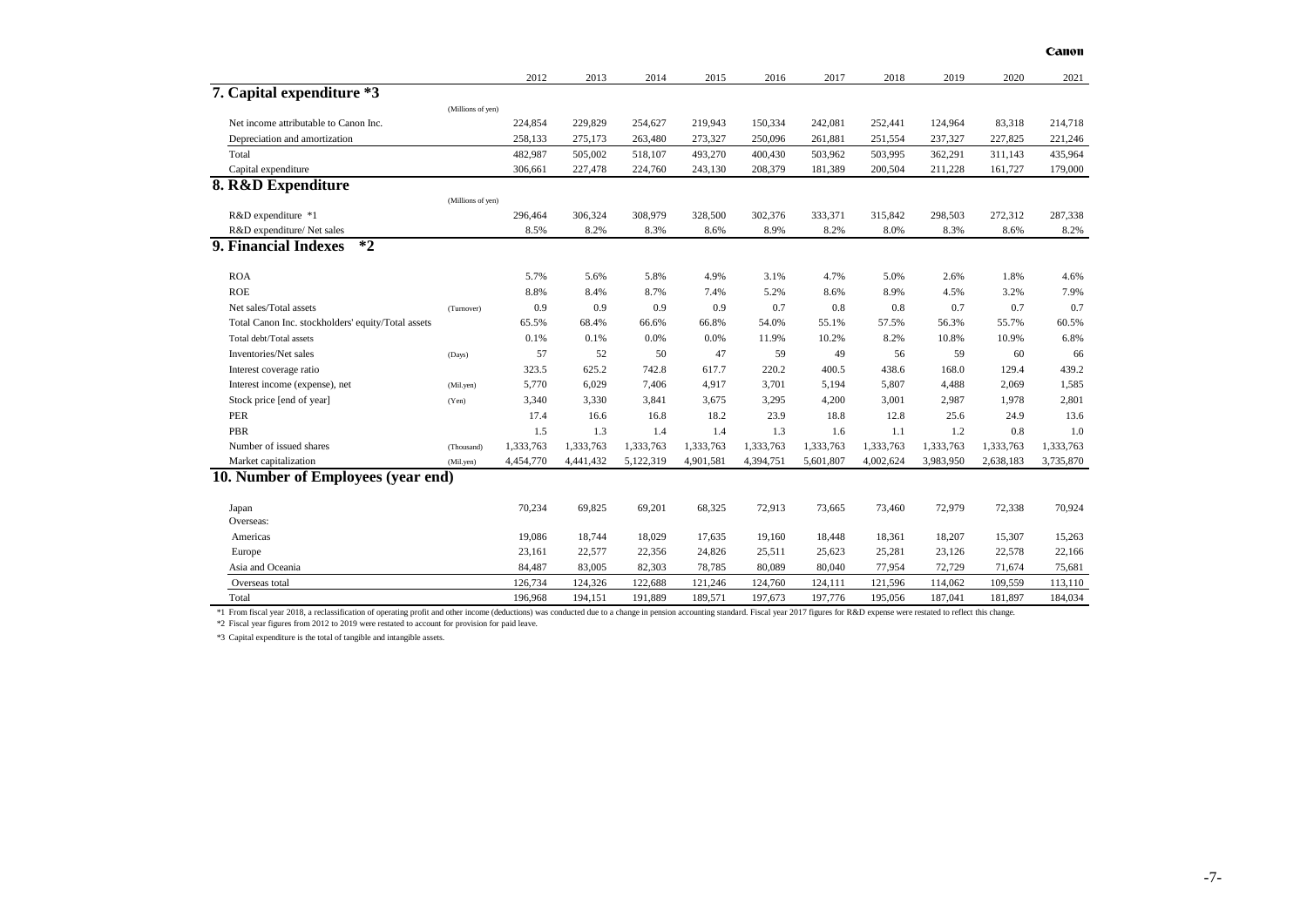| | | 2012 | 2013 | 2014 | 2015 | 2016 | 2017 | 2018 | 2019 | 2020 | 2021 |
|---|---|---|---|---|---|---|---|---|---|---|---|
| **7. Capital expenditure *3** | | | | | | | | | | | |
| | (Millions of yen) | | | | | | | | | | |
| Net income attributable to Canon Inc. | | 224,854 | 229,829 | 254,627 | 219,943 | 150,334 | 242,081 | 252,441 | 124,964 | 83,318 | 214,718 |
| Depreciation and amortization | | 258,133 | 275,173 | 263,480 | 273,327 | 250,096 | 261,881 | 251,554 | 237,327 | 227,825 | 221,246 |
| Total | | 482,987 | 505,002 | 518,107 | 493,270 | 400,430 | 503,962 | 503,995 | 362,291 | 311,143 | 435,964 |
| Capital expenditure | | 306,661 | 227,478 | 224,760 | 243,130 | 208,379 | 181,389 | 200,504 | 211,228 | 161,727 | 179,000 |
| **8. R&D Expenditure** | | | | | | | | | | | |
| | (Millions of yen) | | | | | | | | | | |
| R&D expenditure *1 | | 296,464 | 306,324 | 308,979 | 328,500 | 302,376 | 333,371 | 315,842 | 298,503 | 272,312 | 287,338 |
| R&D expenditure/ Net sales | | 8.5% | 8.2% | 8.3% | 8.6% | 8.9% | 8.2% | 8.0% | 8.3% | 8.6% | 8.2% |
| **9. Financial Indexes *2** | | | | | | | | | | | |
| ROA | | 5.7% | 5.6% | 5.8% | 4.9% | 3.1% | 4.7% | 5.0% | 2.6% | 1.8% | 4.6% |
| ROE | | 8.8% | 8.4% | 8.7% | 7.4% | 5.2% | 8.6% | 8.9% | 4.5% | 3.2% | 7.9% |
| Net sales/Total assets | (Turnover) | 0.9 | 0.9 | 0.9 | 0.9 | 0.7 | 0.8 | 0.8 | 0.7 | 0.7 | 0.7 |
| Total Canon Inc. stockholders' equity/Total assets | | 65.5% | 68.4% | 66.6% | 66.8% | 54.0% | 55.1% | 57.5% | 56.3% | 55.7% | 60.5% |
| Total debt/Total assets | | 0.1% | 0.1% | 0.0% | 0.0% | 11.9% | 10.2% | 8.2% | 10.8% | 10.9% | 6.8% |
| Inventories/Net sales | (Days) | 57 | 52 | 50 | 47 | 59 | 49 | 56 | 59 | 60 | 66 |
| Interest coverage ratio | | 323.5 | 625.2 | 742.8 | 617.7 | 220.2 | 400.5 | 438.6 | 168.0 | 129.4 | 439.2 |
| Interest income (expense), net | (Mil.yen) | 5,770 | 6,029 | 7,406 | 4,917 | 3,701 | 5,194 | 5,807 | 4,488 | 2,069 | 1,585 |
| Stock price [end of year] | (Yen) | 3,340 | 3,330 | 3,841 | 3,675 | 3,295 | 4,200 | 3,001 | 2,987 | 1,978 | 2,801 |
| PER | | 17.4 | 16.6 | 16.8 | 18.2 | 23.9 | 18.8 | 12.8 | 25.6 | 24.9 | 13.6 |
| PBR | | 1.5 | 1.3 | 1.4 | 1.4 | 1.3 | 1.6 | 1.1 | 1.2 | 0.8 | 1.0 |
| Number of issued shares | (Thousand) | 1,333,763 | 1,333,763 | 1,333,763 | 1,333,763 | 1,333,763 | 1,333,763 | 1,333,763 | 1,333,763 | 1,333,763 | 1,333,763 |
| Market capitalization | (Mil.yen) | 4,454,770 | 4,441,432 | 5,122,319 | 4,901,581 | 4,394,751 | 5,601,807 | 4,002,624 | 3,983,950 | 2,638,183 | 3,735,870 |
| **10. Number of Employees (year end)** | | | | | | | | | | | |
| Japan | | 70,234 | 69,825 | 69,201 | 68,325 | 72,913 | 73,665 | 73,460 | 72,979 | 72,338 | 70,924 |
| Overseas: | | | | | | | | | | | |
| Americas | | 19,086 | 18,744 | 18,029 | 17,635 | 19,160 | 18,448 | 18,361 | 18,207 | 15,307 | 15,263 |
| Europe | | 23,161 | 22,577 | 22,356 | 24,826 | 25,511 | 25,623 | 25,281 | 23,126 | 22,578 | 22,166 |
| Asia and Oceania | | 84,487 | 83,005 | 82,303 | 78,785 | 80,089 | 80,040 | 77,954 | 72,729 | 71,674 | 75,681 |
| Overseas total | | 126,734 | 124,326 | 122,688 | 121,246 | 124,760 | 124,111 | 121,596 | 114,062 | 109,559 | 113,110 |
| Total | | 196,968 | 194,151 | 191,889 | 189,571 | 197,673 | 197,776 | 195,056 | 187,041 | 181,897 | 184,034 |

*1 From fiscal year 2018, a reclassification of operating profit and other income (deductions) was conducted due to a change in pension accounting standard. Fiscal year 2017 figures for R&D expense were restated to reflect this change.

*2 Fiscal year figures from 2012 to 2019 were restated to account for provision for paid leave.

*3 Capital expenditure is the total of tangible and intangible assets.